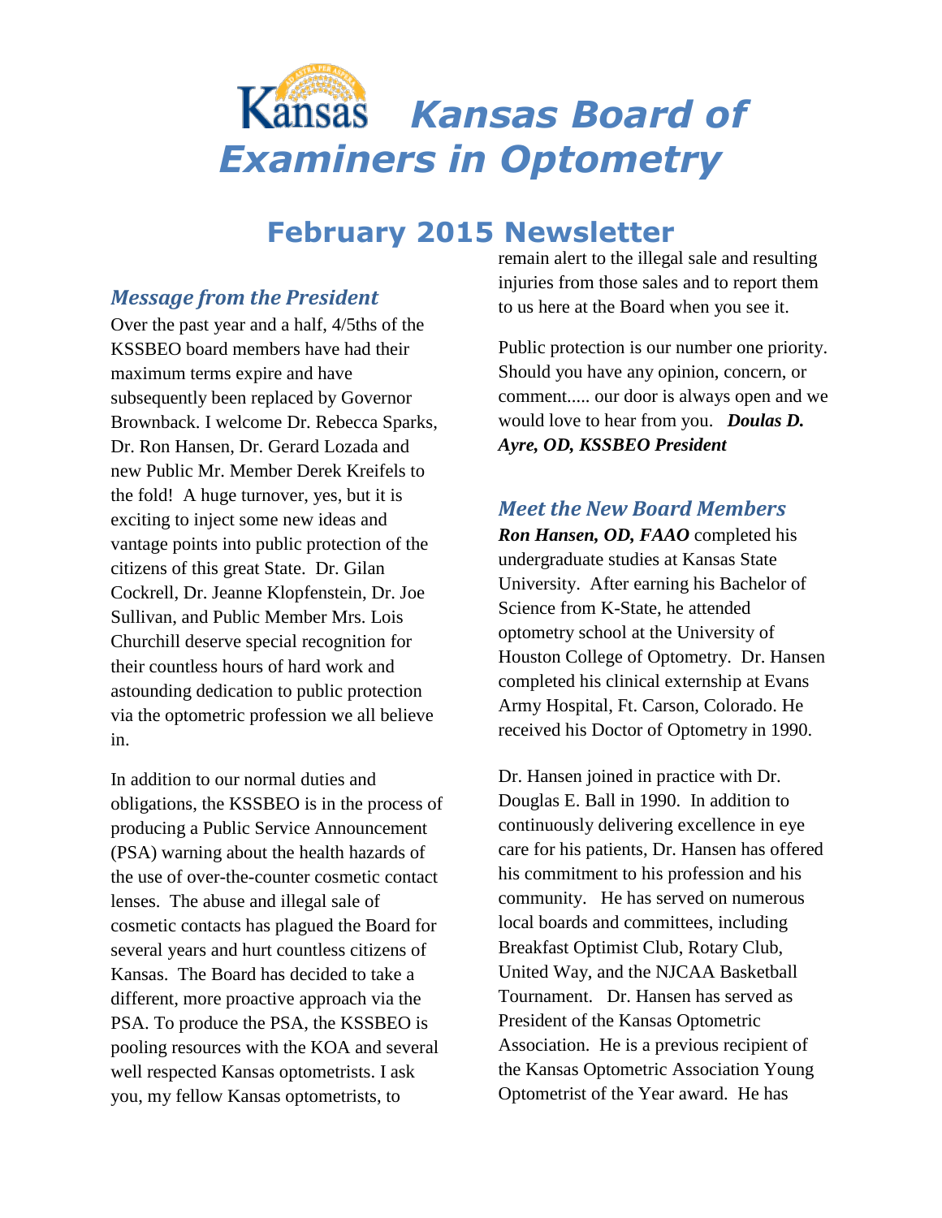# Kansas Board of Examiners in Optometry

## February 2015 Newsletter

### *Message from the President*

Over the past year and a half, 4/5ths of the KSSBEO board members have had their maximum terms expire and have subsequently been replaced by Governor Brownback. I welcome Dr. Rebecca Sparks, Dr. Ron Hansen, Dr. Gerard Lozada and new Public Mr. Member Derek Kreifels to the fold! A huge turnover, yes, but it is exciting to inject some new ideas and vantage points into public protection of the citizens of this great State. Dr. Gilan Cockrell, Dr. Jeanne Klopfenstein, Dr. Joe Sullivan, and Public Member Mrs. Lois Churchill deserve special recognition for their countless hours of hard work and astounding dedication to public protection via the optometric profession we all believe in.

In addition to our normal duties and obligations, the KSSBEO is in the process of producing a Public Service Announcement (PSA) warning about the health hazards of the use of over-the-counter cosmetic contact lenses. The abuse and illegal sale of cosmetic contacts has plagued the Board for several years and hurt countless citizens of Kansas. The Board has decided to take a different, more proactive approach via the PSA. To produce the PSA, the KSSBEO is pooling resources with the KOA and several well respected Kansas optometrists. I ask you, my fellow Kansas optometrists, to remain alert to the illegal sale and resulting injuries from those sales and to report them to us here at the Board when you see it.

Public protection is our number one priority. Should you have any opinion, concern, or comment..... our door is always open and we would love to hear from you. ***Doulas D. Ayre, OD, KSSBEO President***

### *Meet the New Board Members*

***Ron Hansen, OD, FAAO*** completed his undergraduate studies at Kansas State University. After earning his Bachelor of Science from K-State, he attended optometry school at the University of Houston College of Optometry. Dr. Hansen completed his clinical externship at Evans Army Hospital, Ft. Carson, Colorado. He received his Doctor of Optometry in 1990.

Dr. Hansen joined in practice with Dr. Douglas E. Ball in 1990. In addition to continuously delivering excellence in eye care for his patients, Dr. Hansen has offered his commitment to his profession and his community. He has served on numerous local boards and committees, including Breakfast Optimist Club, Rotary Club, United Way, and the NJCAA Basketball Tournament. Dr. Hansen has served as President of the Kansas Optometric Association. He is a previous recipient of the Kansas Optometric Association Young Optometrist of the Year award. He has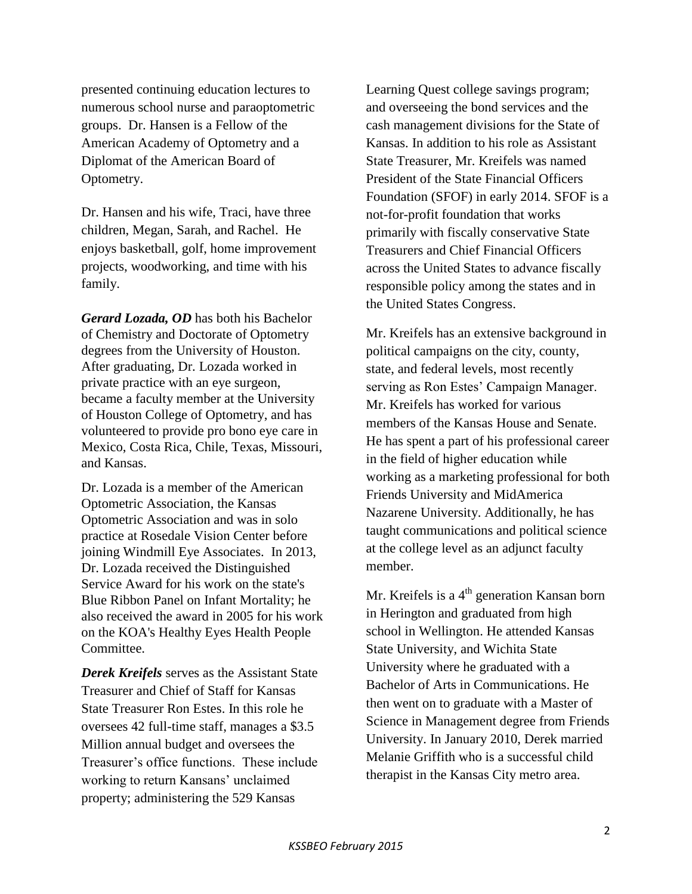presented continuing education lectures to numerous school nurse and paraoptometric groups. Dr. Hansen is a Fellow of the American Academy of Optometry and a Diplomat of the American Board of Optometry.

Dr. Hansen and his wife, Traci, have three children, Megan, Sarah, and Rachel. He enjoys basketball, golf, home improvement projects, woodworking, and time with his family.

***Gerard Lozada, OD*** has both his Bachelor of Chemistry and Doctorate of Optometry degrees from the University of Houston. After graduating, Dr. Lozada worked in private practice with an eye surgeon, became a faculty member at the University of Houston College of Optometry, and has volunteered to provide pro bono eye care in Mexico, Costa Rica, Chile, Texas, Missouri, and Kansas.

Dr. Lozada is a member of the American Optometric Association, the Kansas Optometric Association and was in solo practice at Rosedale Vision Center before joining Windmill Eye Associates. In 2013, Dr. Lozada received the Distinguished Service Award for his work on the state's Blue Ribbon Panel on Infant Mortality; he also received the award in 2005 for his work on the KOA's Healthy Eyes Health People Committee.

***Derek Kreifels*** serves as the Assistant State Treasurer and Chief of Staff for Kansas State Treasurer Ron Estes. In this role he oversees 42 full-time staff, manages a $3.5 Million annual budget and oversees the Treasurer's office functions. These include working to return Kansans' unclaimed property; administering the 529 Kansas Learning Quest college savings program; and overseeing the bond services and the cash management divisions for the State of Kansas. In addition to his role as Assistant State Treasurer, Mr. Kreifels was named President of the State Financial Officers Foundation (SFOF) in early 2014. SFOF is a not-for-profit foundation that works primarily with fiscally conservative State Treasurers and Chief Financial Officers across the United States to advance fiscally responsible policy among the states and in the United States Congress.

Mr. Kreifels has an extensive background in political campaigns on the city, county, state, and federal levels, most recently serving as Ron Estes' Campaign Manager. Mr. Kreifels has worked for various members of the Kansas House and Senate. He has spent a part of his professional career in the field of higher education while working as a marketing professional for both Friends University and MidAmerica Nazarene University. Additionally, he has taught communications and political science at the college level as an adjunct faculty member.

Mr. Kreifels is a 4th generation Kansan born in Herington and graduated from high school in Wellington. He attended Kansas State University, and Wichita State University where he graduated with a Bachelor of Arts in Communications. He then went on to graduate with a Master of Science in Management degree from Friends University. In January 2010, Derek married Melanie Griffith who is a successful child therapist in the Kansas City metro area.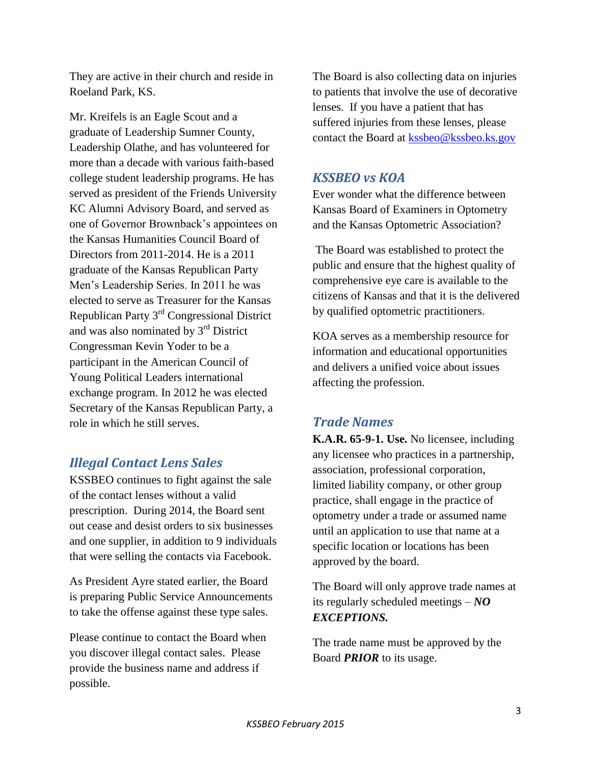They are active in their church and reside in Roeland Park, KS.

Mr. Kreifels is an Eagle Scout and a graduate of Leadership Sumner County, Leadership Olathe, and has volunteered for more than a decade with various faith-based college student leadership programs. He has served as president of the Friends University KC Alumni Advisory Board, and served as one of Governor Brownback's appointees on the Kansas Humanities Council Board of Directors from 2011-2014. He is a 2011 graduate of the Kansas Republican Party Men's Leadership Series. In 2011 he was elected to serve as Treasurer for the Kansas Republican Party 3rd Congressional District and was also nominated by 3rd District Congressman Kevin Yoder to be a participant in the American Council of Young Political Leaders international exchange program. In 2012 he was elected Secretary of the Kansas Republican Party, a role in which he still serves.

## *Illegal Contact Lens Sales*

KSSBEO continues to fight against the sale of the contact lenses without a valid prescription. During 2014, the Board sent out cease and desist orders to six businesses and one supplier, in addition to 9 individuals that were selling the contacts via Facebook.

As President Ayre stated earlier, the Board is preparing Public Service Announcements to take the offense against these type sales.

Please continue to contact the Board when you discover illegal contact sales. Please provide the business name and address if possible.

The Board is also collecting data on injuries to patients that involve the use of decorative lenses. If you have a patient that has suffered injuries from these lenses, please contact the Board at kssbeo@kssbeo.ks.gov

## *KSSBEO vs KOA*

Ever wonder what the difference between Kansas Board of Examiners in Optometry and the Kansas Optometric Association?

The Board was established to protect the public and ensure that the highest quality of comprehensive eye care is available to the citizens of Kansas and that it is the delivered by qualified optometric practitioners.

KOA serves as a membership resource for information and educational opportunities and delivers a unified voice about issues affecting the profession.

## *Trade Names*

**K.A.R. 65-9-1. Use.** No licensee, including any licensee who practices in a partnership, association, professional corporation, limited liability company, or other group practice, shall engage in the practice of optometry under a trade or assumed name until an application to use that name at a specific location or locations has been approved by the board.

The Board will only approve trade names at its regularly scheduled meetings – ***NO EXCEPTIONS.***

The trade name must be approved by the Board ***PRIOR*** to its usage.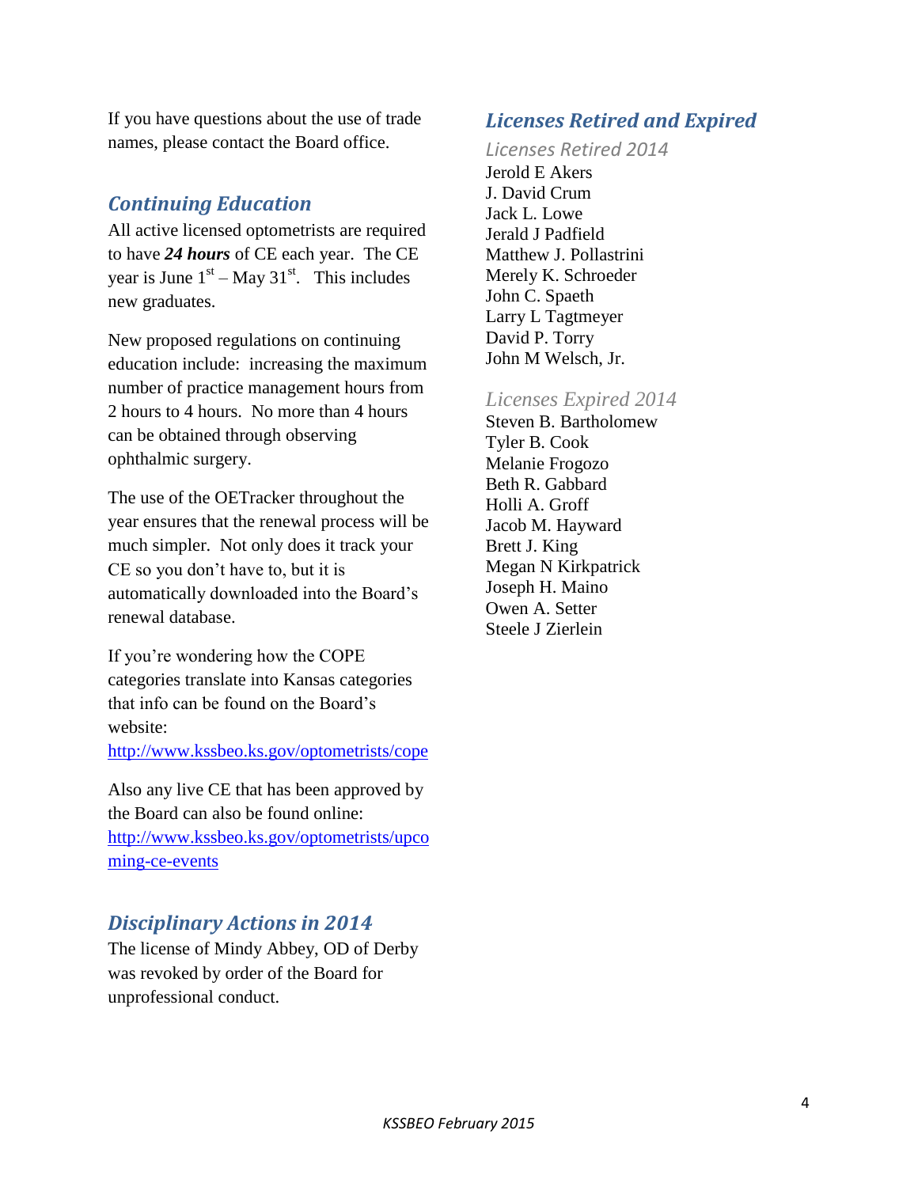If you have questions about the use of trade names, please contact the Board office.

## *Continuing Education*

All active licensed optometrists are required to have ***24 hours*** of CE each year. The CE year is June 1st – May 31st. This includes new graduates.

New proposed regulations on continuing education include: increasing the maximum number of practice management hours from 2 hours to 4 hours. No more than 4 hours can be obtained through observing ophthalmic surgery.

The use of the OETracker throughout the year ensures that the renewal process will be much simpler. Not only does it track your CE so you don't have to, but it is automatically downloaded into the Board's renewal database.

If you're wondering how the COPE categories translate into Kansas categories that info can be found on the Board's website: [http://www.kssbeo.ks.gov/optometrists/cope](http://www.kssbeo.ks.gov/optometrists/cope)

Also any live CE that has been approved by the Board can also be found online: [http://www.kssbeo.ks.gov/optometrists/upcoming-ce-events](http://www.kssbeo.ks.gov/optometrists/upcoming-ce-events)

## *Disciplinary Actions in 2014*

The license of Mindy Abbey, OD of Derby was revoked by order of the Board for unprofessional conduct.

## *Licenses Retired and Expired*

### *Licenses Retired 2014*

Jerold E Akers
J. David Crum
Jack L. Lowe
Jerald J Padfield
Matthew J. Pollastrini
Merely K. Schroeder
John C. Spaeth
Larry L Tagtmeyer
David P. Torry
John M Welsch, Jr.

### *Licenses Expired 2014*

Steven B. Bartholomew
Tyler B. Cook
Melanie Frogozo
Beth R. Gabbard
Holli A. Groff
Jacob M. Hayward
Brett J. King
Megan N Kirkpatrick
Joseph H. Maino
Owen A. Setter
Steele J Zierlein